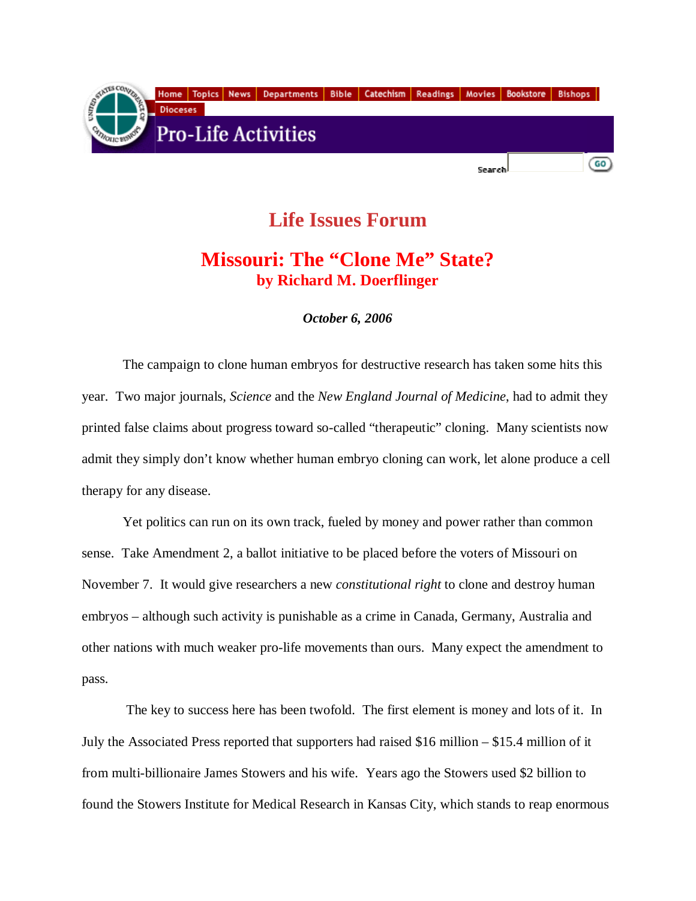# Life Issues Forum

## Missouri: The "Clone Me" State?

**by Richard M. Doerflinger**

***October 6, 2006***

The campaign to clone human embryos for destructive research has taken some hits this year. Two major journals, *Science* and the *New England Journal of Medicine*, had to admit they printed false claims about progress toward so-called "therapeutic" cloning. Many scientists now admit they simply don't know whether human embryo cloning can work, let alone produce a cell therapy for any disease.

Yet politics can run on its own track, fueled by money and power rather than common sense. Take Amendment 2, a ballot initiative to be placed before the voters of Missouri on November 7. It would give researchers a new *constitutional right* to clone and destroy human embryos – although such activity is punishable as a crime in Canada, Germany, Australia and other nations with much weaker pro-life movements than ours. Many expect the amendment to pass.

The key to success here has been twofold. The first element is money and lots of it. In July the Associated Press reported that supporters had raised $16 million – $15.4 million of it from multi-billionaire James Stowers and his wife. Years ago the Stowers used $2 billion to found the Stowers Institute for Medical Research in Kansas City, which stands to reap enormous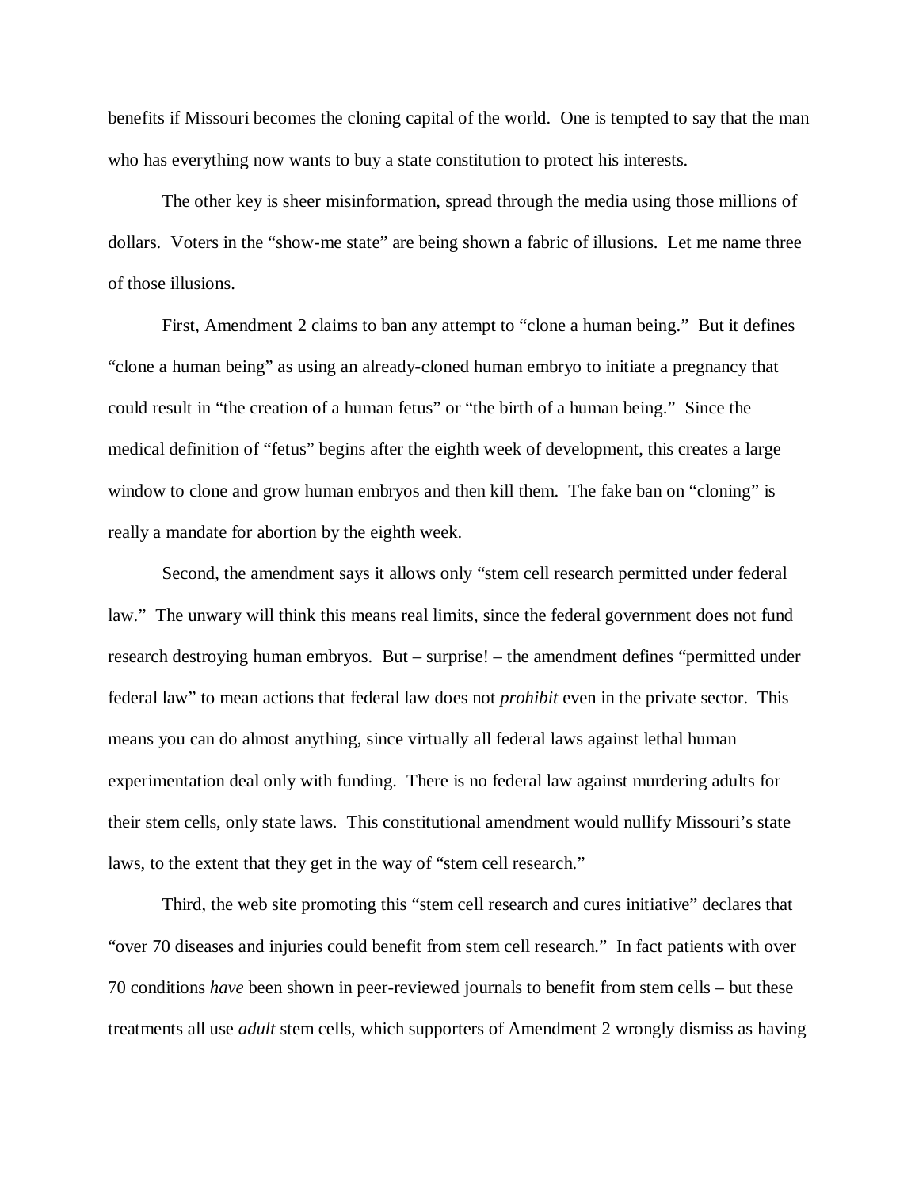benefits if Missouri becomes the cloning capital of the world. One is tempted to say that the man who has everything now wants to buy a state constitution to protect his interests.

The other key is sheer misinformation, spread through the media using those millions of dollars. Voters in the "show-me state" are being shown a fabric of illusions. Let me name three of those illusions.

First, Amendment 2 claims to ban any attempt to "clone a human being." But it defines "clone a human being" as using an already-cloned human embryo to initiate a pregnancy that could result in "the creation of a human fetus" or "the birth of a human being." Since the medical definition of "fetus" begins after the eighth week of development, this creates a large window to clone and grow human embryos and then kill them. The fake ban on "cloning" is really a mandate for abortion by the eighth week.

Second, the amendment says it allows only "stem cell research permitted under federal law." The unwary will think this means real limits, since the federal government does not fund research destroying human embryos. But – surprise! – the amendment defines "permitted under federal law" to mean actions that federal law does not *prohibit* even in the private sector. This means you can do almost anything, since virtually all federal laws against lethal human experimentation deal only with funding. There is no federal law against murdering adults for their stem cells, only state laws. This constitutional amendment would nullify Missouri's state laws, to the extent that they get in the way of "stem cell research."

Third, the web site promoting this "stem cell research and cures initiative" declares that "over 70 diseases and injuries could benefit from stem cell research." In fact patients with over 70 conditions *have* been shown in peer-reviewed journals to benefit from stem cells – but these treatments all use *adult* stem cells, which supporters of Amendment 2 wrongly dismiss as having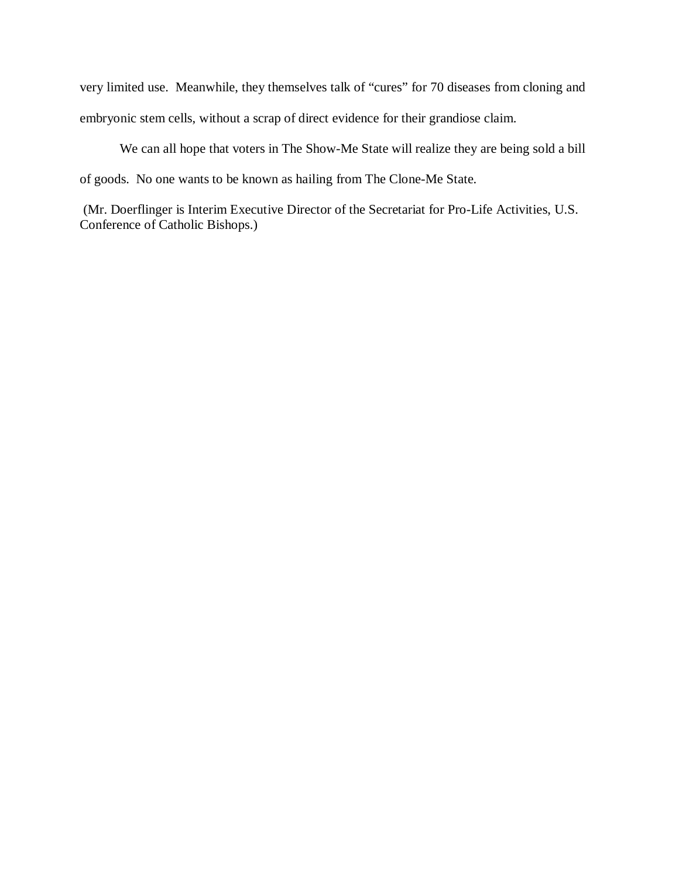very limited use. Meanwhile, they themselves talk of "cures" for 70 diseases from cloning and embryonic stem cells, without a scrap of direct evidence for their grandiose claim.

We can all hope that voters in The Show-Me State will realize they are being sold a bill of goods. No one wants to be known as hailing from The Clone-Me State.

(Mr. Doerflinger is Interim Executive Director of the Secretariat for Pro-Life Activities, U.S. Conference of Catholic Bishops.)